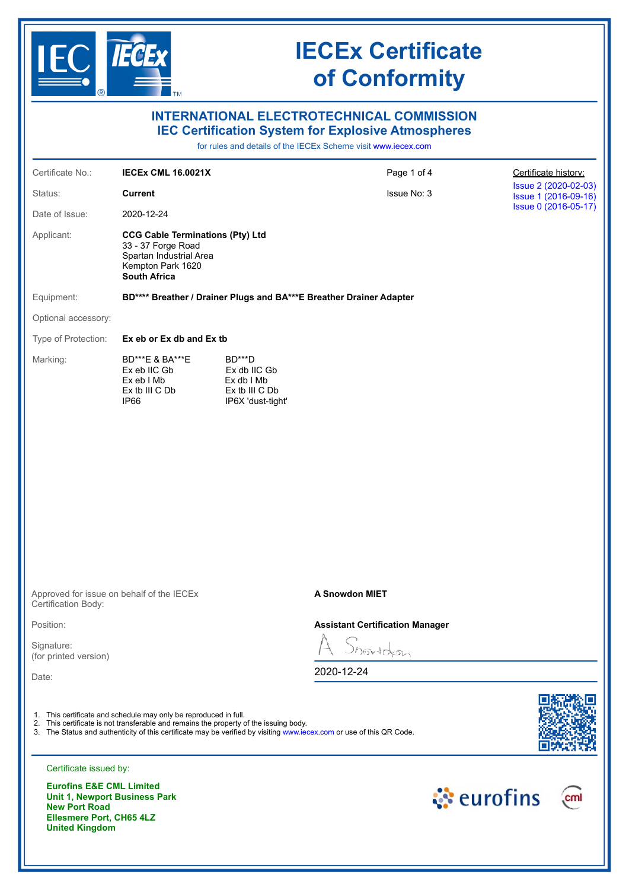# IECEx Certificate of Conformity

## INTERNATIONAL ELECTROTECHNICAL COMMISSION
## IEC Certification System for Explosive Atmospheres

for rules and details of the IECEx Scheme visit www.iecex.com

Certificate No.: **IECEx CML 16.0021X**

Status: **Current**

Issue No: 3

Date of Issue: 2020-12-24

Certificate history:
Issue 2 (2020-02-03)
Issue 1 (2016-09-16)
Issue 0 (2016-05-17)

Applicant: **CCG Cable Terminations (Pty) Ltd**
33 - 37 Forge Road
Spartan Industrial Area
Kempton Park 1620
**South Africa**

Equipment: **BD\*\*\*\* Breather / Drainer Plugs and BA\*\*\*E Breather Drainer Adapter**

Optional accessory:

Type of Protection: **Ex eb or Ex db and Ex tb**

Marking:

| BD\*\*\*E & BA\*\*\*E | BD\*\*\*D |
|---|---|
| Ex eb IIC Gb | Ex db IIC Gb |
| Ex eb I Mb | Ex db I Mb |
| Ex tb III C Db | Ex tb III C Db |
| IP66 | IP6X 'dust-tight' |

Approved for issue on behalf of the IECEx Certification Body: **A Snowdon MIET**

Position: **Assistant Certification Manager**

Signature:
(for printed version)

Date: 2020-12-24

1. This certificate and schedule may only be reproduced in full.
2. This certificate is not transferable and remains the property of the issuing body.
3. The Status and authenticity of this certificate may be verified by visiting www.iecex.com or use of this QR Code.

Certificate issued by:

**Eurofins E&E CML Limited**
**Unit 1, Newport Business Park**
**New Port Road**
**Ellesmere Port, CH65 4LZ**
**United Kingdom**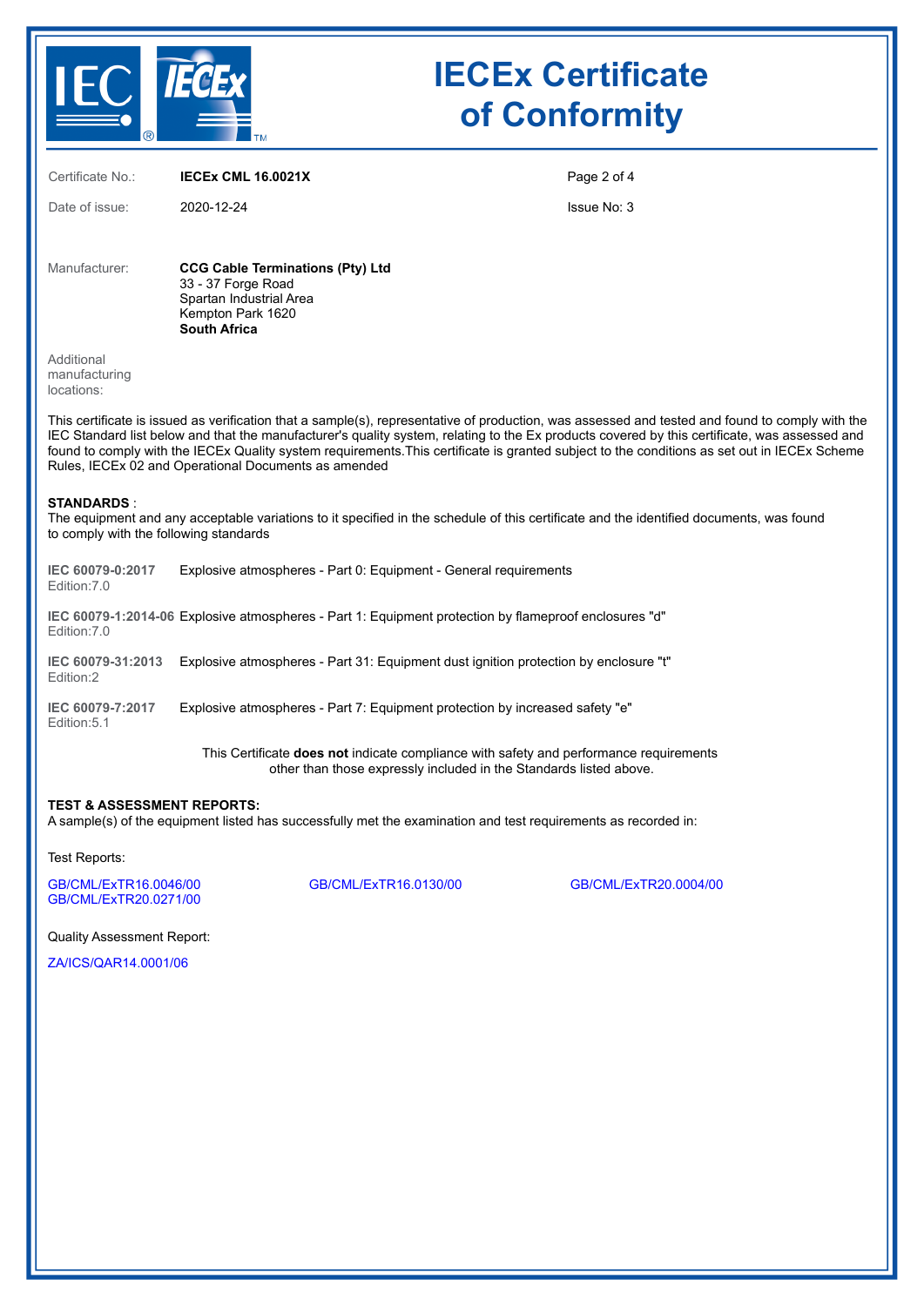# IECEx Certificate of Conformity

Certificate No.: **IECEx CML 16.0021X**

Date of issue: 2020-12-24

Issue No: 3

Manufacturer: **CCG Cable Terminations (Pty) Ltd**
33 - 37 Forge Road
Spartan Industrial Area
Kempton Park 1620
**South Africa**

Additional manufacturing locations:

This certificate is issued as verification that a sample(s), representative of production, was assessed and tested and found to comply with the IEC Standard list below and that the manufacturer's quality system, relating to the Ex products covered by this certificate, was assessed and found to comply with the IECEx Quality system requirements.This certificate is granted subject to the conditions as set out in IECEx Scheme Rules, IECEx 02 and Operational Documents as amended

**STANDARDS** :
The equipment and any acceptable variations to it specified in the schedule of this certificate and the identified documents, was found to comply with the following standards

| Standard | Title |
| --- | --- |
| **IEC 60079-0:2017** Edition:7.0 | Explosive atmospheres - Part 0: Equipment - General requirements |
| **IEC 60079-1:2014-06** Edition:7.0 | Explosive atmospheres - Part 1: Equipment protection by flameproof enclosures "d" |
| **IEC 60079-31:2013** Edition:2 | Explosive atmospheres - Part 31: Equipment dust ignition protection by enclosure "t" |
| **IEC 60079-7:2017** Edition:5.1 | Explosive atmospheres - Part 7: Equipment protection by increased safety "e" |

This Certificate **does not** indicate compliance with safety and performance requirements other than those expressly included in the Standards listed above.

**TEST & ASSESSMENT REPORTS:**
A sample(s) of the equipment listed has successfully met the examination and test requirements as recorded in:

Test Reports:

GB/CML/ExTR16.0046/00
GB/CML/ExTR16.0130/00
GB/CML/ExTR20.0004/00
GB/CML/ExTR20.0271/00

Quality Assessment Report:

ZA/ICS/QAR14.0001/06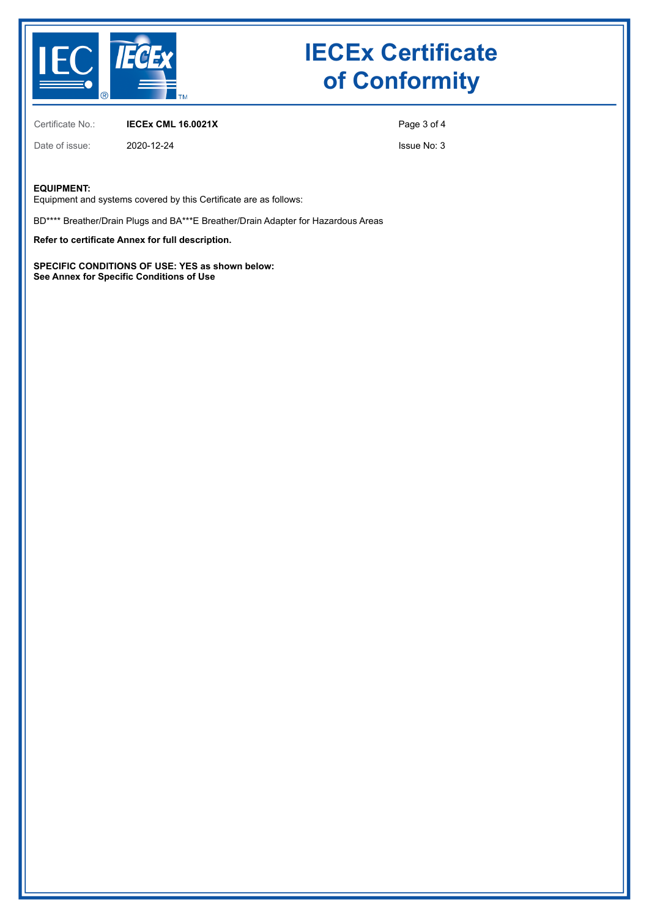# IECEx Certificate of Conformity

Certificate No.: **IECEx CML 16.0021X**

Date of issue: 2020-12-24

Issue No: 3

**EQUIPMENT:**
Equipment and systems covered by this Certificate are as follows:

BD**** Breather/Drain Plugs and BA***E Breather/Drain Adapter for Hazardous Areas

**Refer to certificate Annex for full description.**

**SPECIFIC CONDITIONS OF USE: YES as shown below:**
**See Annex for Specific Conditions of Use**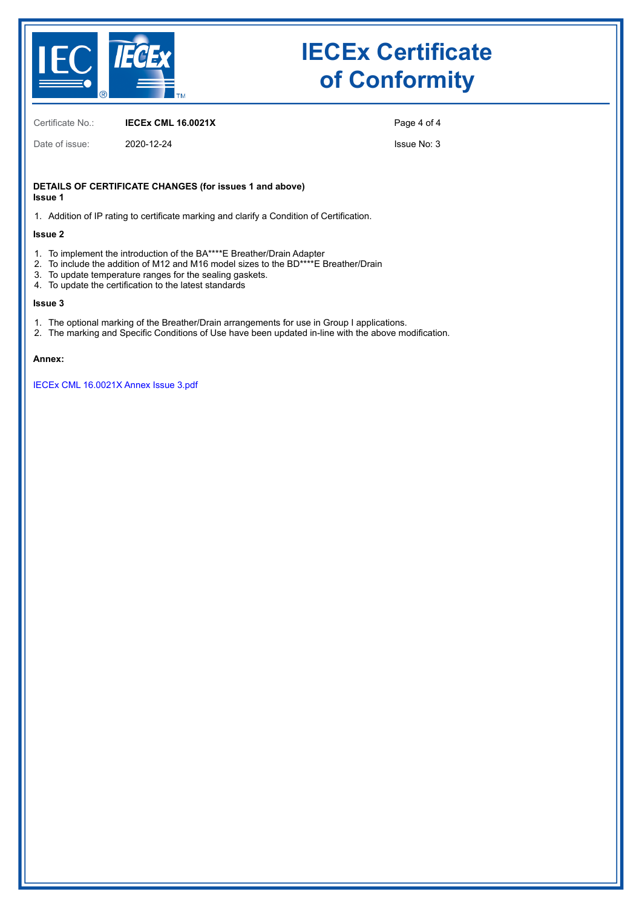# IECEx Certificate of Conformity

| Certificate No.: | **IECEx CML 16.0021X** | Issue No: 3 |
| --- | --- | --- |
| Date of issue: | 2020-12-24 | |

**DETAILS OF CERTIFICATE CHANGES (for issues 1 and above)**

**Issue 1**

1. Addition of IP rating to certificate marking and clarify a Condition of Certification.

**Issue 2**

1. To implement the introduction of the BA****E Breather/Drain Adapter
2. To include the addition of M12 and M16 model sizes to the BD****E Breather/Drain
3. To update temperature ranges for the sealing gaskets.
4. To update the certification to the latest standards

**Issue 3**

1. The optional marking of the Breather/Drain arrangements for use in Group I applications.
2. The marking and Specific Conditions of Use have been updated in-line with the above modification.

**Annex:**

IECEx CML 16.0021X Annex Issue 3.pdf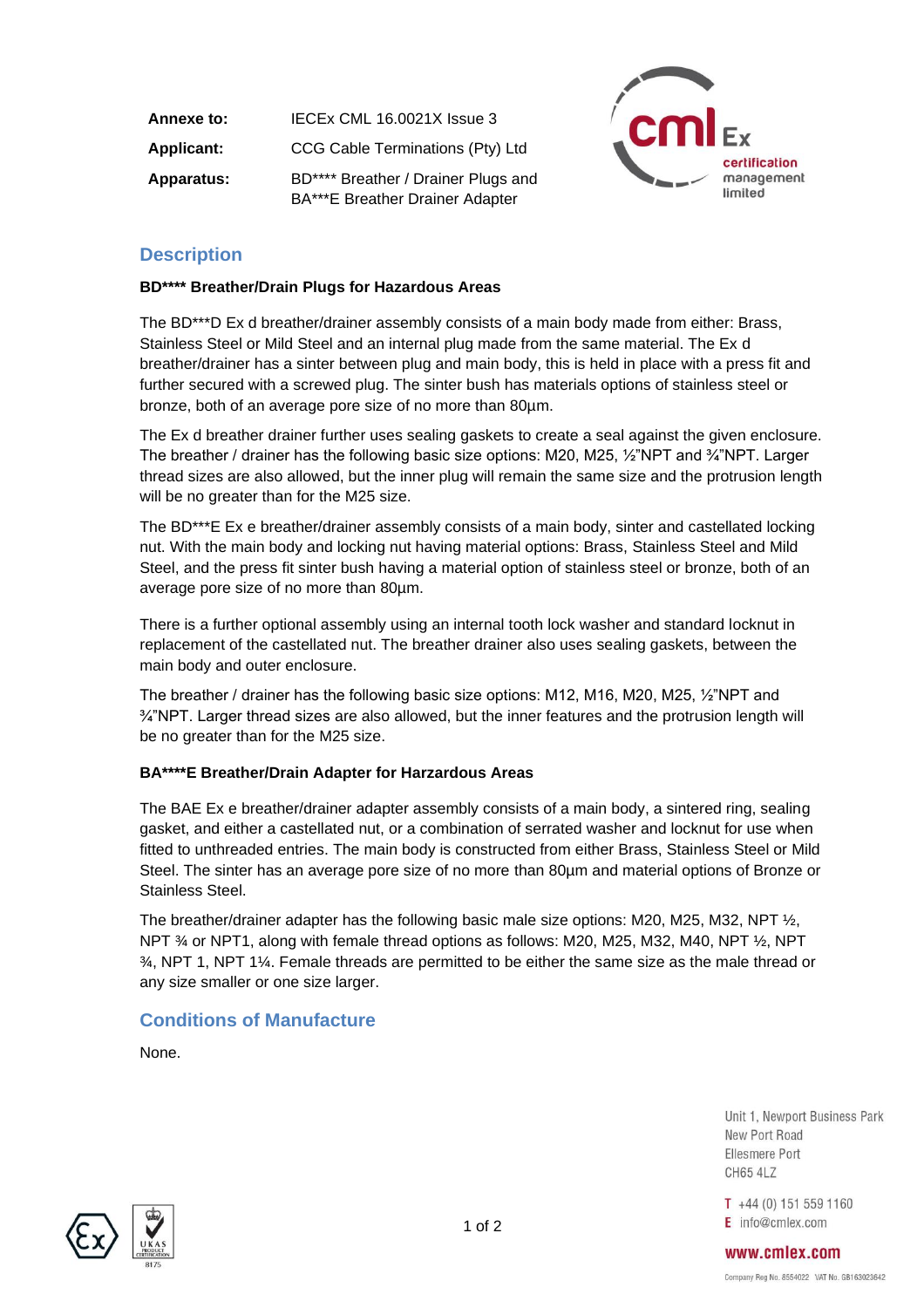| | |
|---|---|
| **Annexe to:** | IECEx CML 16.0021X Issue 3 |
| **Applicant:** | CCG Cable Terminations (Pty) Ltd |
| **Apparatus:** | BD**** Breather / Drainer Plugs and BA***E Breather Drainer Adapter |

## Description

**BD**** Breather/Drain Plugs for Hazardous Areas**

The BD***D Ex d breather/drainer assembly consists of a main body made from either: Brass, Stainless Steel or Mild Steel and an internal plug made from the same material. The Ex d breather/drainer has a sinter between plug and main body, this is held in place with a press fit and further secured with a screwed plug. The sinter bush has materials options of stainless steel or bronze, both of an average pore size of no more than 80µm.

The Ex d breather drainer further uses sealing gaskets to create a seal against the given enclosure. The breather / drainer has the following basic size options: M20, M25, ½"NPT and ¾"NPT. Larger thread sizes are also allowed, but the inner plug will remain the same size and the protrusion length will be no greater than for the M25 size.

The BD***E Ex e breather/drainer assembly consists of a main body, sinter and castellated locking nut. With the main body and locking nut having material options: Brass, Stainless Steel and Mild Steel, and the press fit sinter bush having a material option of stainless steel or bronze, both of an average pore size of no more than 80µm.

There is a further optional assembly using an internal tooth lock washer and standard locknut in replacement of the castellated nut. The breather drainer also uses sealing gaskets, between the main body and outer enclosure.

The breather / drainer has the following basic size options: M12, M16, M20, M25, ½"NPT and ¾"NPT. Larger thread sizes are also allowed, but the inner features and the protrusion length will be no greater than for the M25 size.

**BA****E Breather/Drain Adapter for Harzardous Areas**

The BAE Ex e breather/drainer adapter assembly consists of a main body, a sintered ring, sealing gasket, and either a castellated nut, or a combination of serrated washer and locknut for use when fitted to unthreaded entries. The main body is constructed from either Brass, Stainless Steel or Mild Steel. The sinter has an average pore size of no more than 80µm and material options of Bronze or Stainless Steel.

The breather/drainer adapter has the following basic male size options: M20, M25, M32, NPT ½, NPT ¾ or NPT1, along with female thread options as follows: M20, M25, M32, M40, NPT ½, NPT ¾, NPT 1, NPT 1¼. Female threads are permitted to be either the same size as the male thread or any size smaller or one size larger.

## Conditions of Manufacture

None.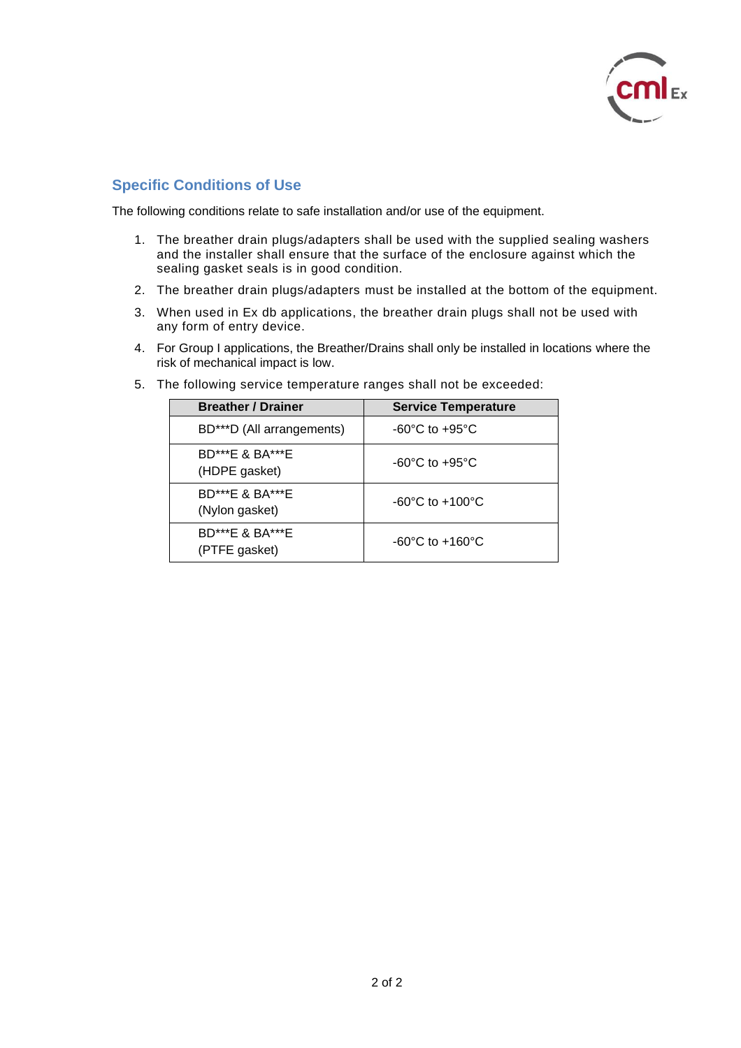## Specific Conditions of Use

The following conditions relate to safe installation and/or use of the equipment.

1. The breather drain plugs/adapters shall be used with the supplied sealing washers and the installer shall ensure that the surface of the enclosure against which the sealing gasket seals is in good condition.
2. The breather drain plugs/adapters must be installed at the bottom of the equipment.
3. When used in Ex db applications, the breather drain plugs shall not be used with any form of entry device.
4. For Group I applications, the Breather/Drains shall only be installed in locations where the risk of mechanical impact is low.
5. The following service temperature ranges shall not be exceeded:

| Breather / Drainer | Service Temperature |
|---|---|
| BD***D (All arrangements) | -60°C to +95°C |
| BD***E & BA***E (HDPE gasket) | -60°C to +95°C |
| BD***E & BA***E (Nylon gasket) | -60°C to +100°C |
| BD***E & BA***E (PTFE gasket) | -60°C to +160°C |